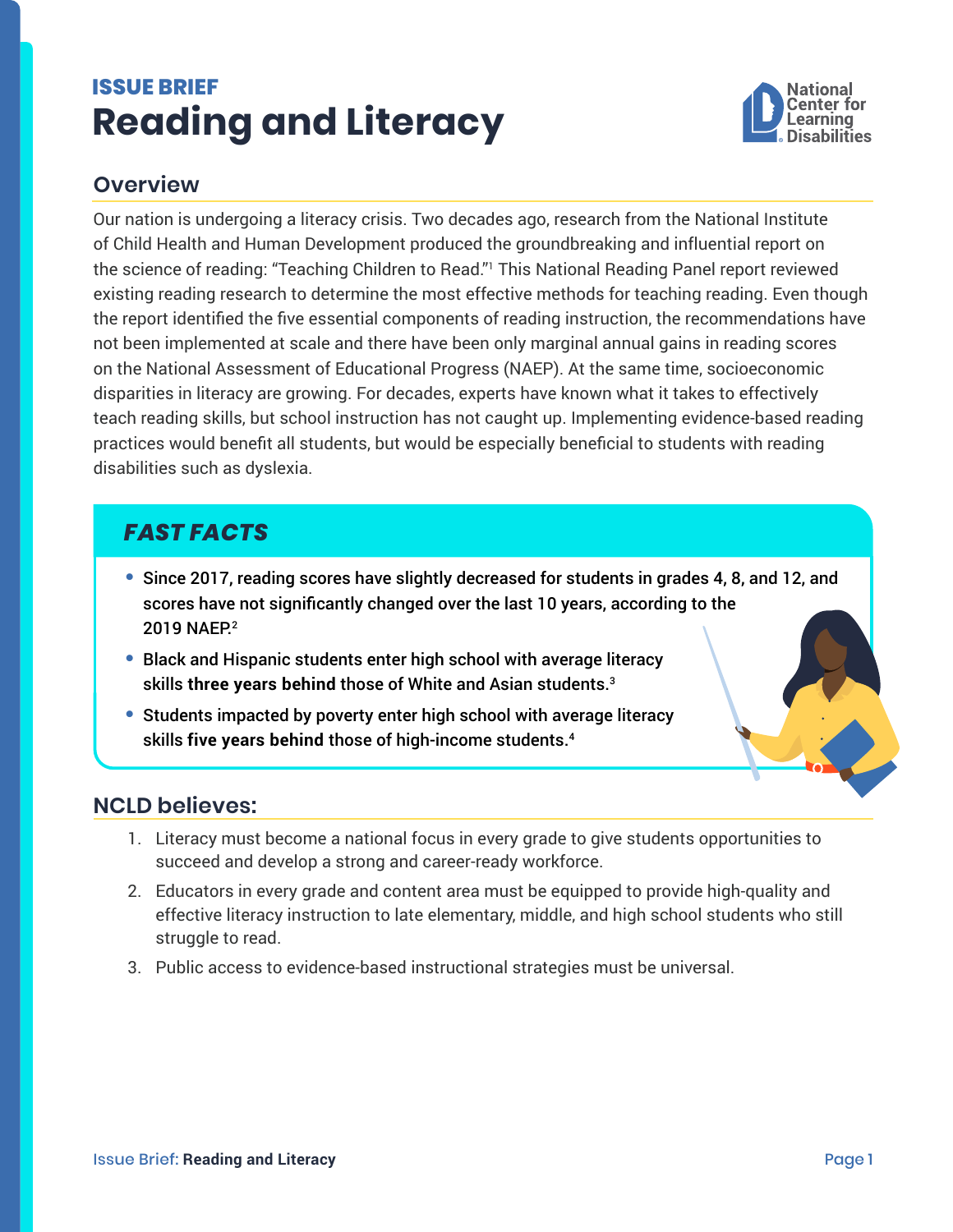ISSUE BRIEF

# Reading and Literacy

National Center for Learning Disabilities

## Overview

Our nation is undergoing a literacy crisis. Two decades ago, research from the National Institute of Child Health and Human Development produced the groundbreaking and influential report on the science of reading: "Teaching Children to Read."[1] This National Reading Panel report reviewed existing reading research to determine the most effective methods for teaching reading. Even though the report identified the five essential components of reading instruction, the recommendations have not been implemented at scale and there have been only marginal annual gains in reading scores on the National Assessment of Educational Progress (NAEP). At the same time, socioeconomic disparities in literacy are growing. For decades, experts have known what it takes to effectively teach reading skills, but school instruction has not caught up. Implementing evidence-based reading practices would benefit all students, but would be especially beneficial to students with reading disabilities such as dyslexia.

## *FAST FACTS*

- Since 2017, reading scores have slightly decreased for students in grades 4, 8, and 12, and scores have not significantly changed over the last 10 years, according to the 2019 NAEP.[2]
- Black and Hispanic students enter high school with average literacy skills **three years behind** those of White and Asian students.[3]
- Students impacted by poverty enter high school with average literacy skills **five years behind** those of high-income students.[4]

## NCLD believes:

1. Literacy must become a national focus in every grade to give students opportunities to succeed and develop a strong and career-ready workforce.
2. Educators in every grade and content area must be equipped to provide high-quality and effective literacy instruction to late elementary, middle, and high school students who still struggle to read.
3. Public access to evidence-based instructional strategies must be universal.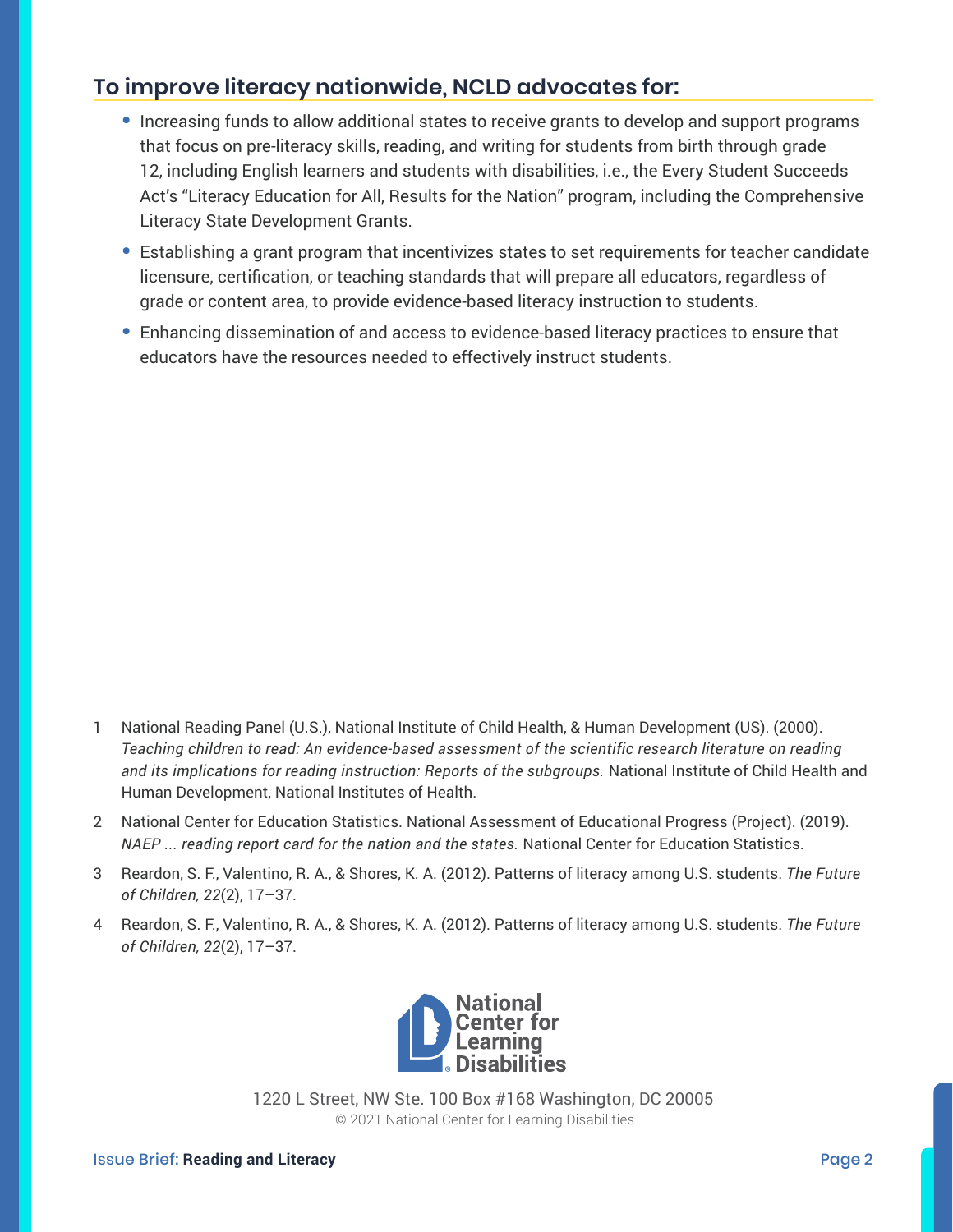## To improve literacy nationwide, NCLD advocates for:

- Increasing funds to allow additional states to receive grants to develop and support programs that focus on pre-literacy skills, reading, and writing for students from birth through grade 12, including English learners and students with disabilities, i.e., the Every Student Succeeds Act's "Literacy Education for All, Results for the Nation" program, including the Comprehensive Literacy State Development Grants.
- Establishing a grant program that incentivizes states to set requirements for teacher candidate licensure, certification, or teaching standards that will prepare all educators, regardless of grade or content area, to provide evidence-based literacy instruction to students.
- Enhancing dissemination of and access to evidence-based literacy practices to ensure that educators have the resources needed to effectively instruct students.

1 National Reading Panel (U.S.), National Institute of Child Health, & Human Development (US). (2000). *Teaching children to read: An evidence-based assessment of the scientific research literature on reading and its implications for reading instruction: Reports of the subgroups.* National Institute of Child Health and Human Development, National Institutes of Health.

2 National Center for Education Statistics. National Assessment of Educational Progress (Project). (2019). *NAEP ... reading report card for the nation and the states.* National Center for Education Statistics.

3 Reardon, S. F., Valentino, R. A., & Shores, K. A. (2012). Patterns of literacy among U.S. students. *The Future of Children, 22*(2), 17–37.

4 Reardon, S. F., Valentino, R. A., & Shores, K. A. (2012). Patterns of literacy among U.S. students. *The Future of Children, 22*(2), 17–37.

National Center for Learning Disabilities

1220 L Street, NW Ste. 100 Box #168 Washington, DC 20005

© 2021 National Center for Learning Disabilities